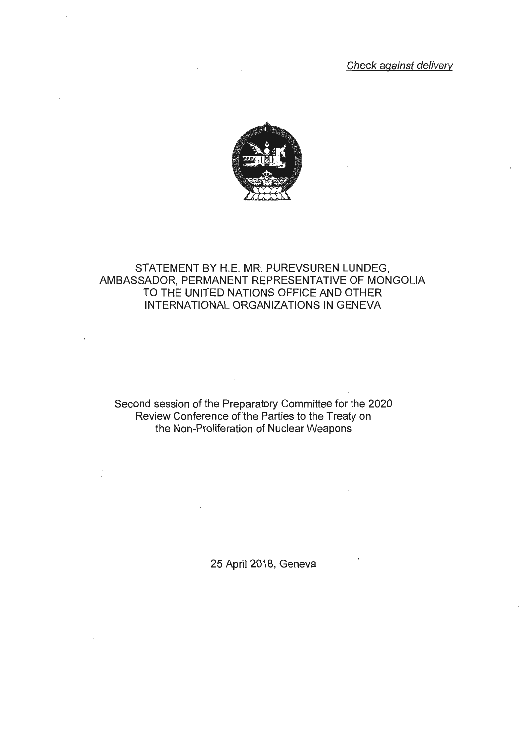*Check against delivery*

# STATEMENT BY H.E. MR. PUREVSUREN LUNDEG, AMBASSADOR, PERMANENT REPRESENTATIVE OF MONGOLIA TO THE UNITED NATIONS OFFICE AND OTHER INTERNATIONAL ORGANIZATIONS IN GENEVA

Second session of the Preparatory Committee for the 2020 Review Conference of the Parties to the Treaty on the Non-Proliferation of Nuclear Weapons

25 April 2018, Geneva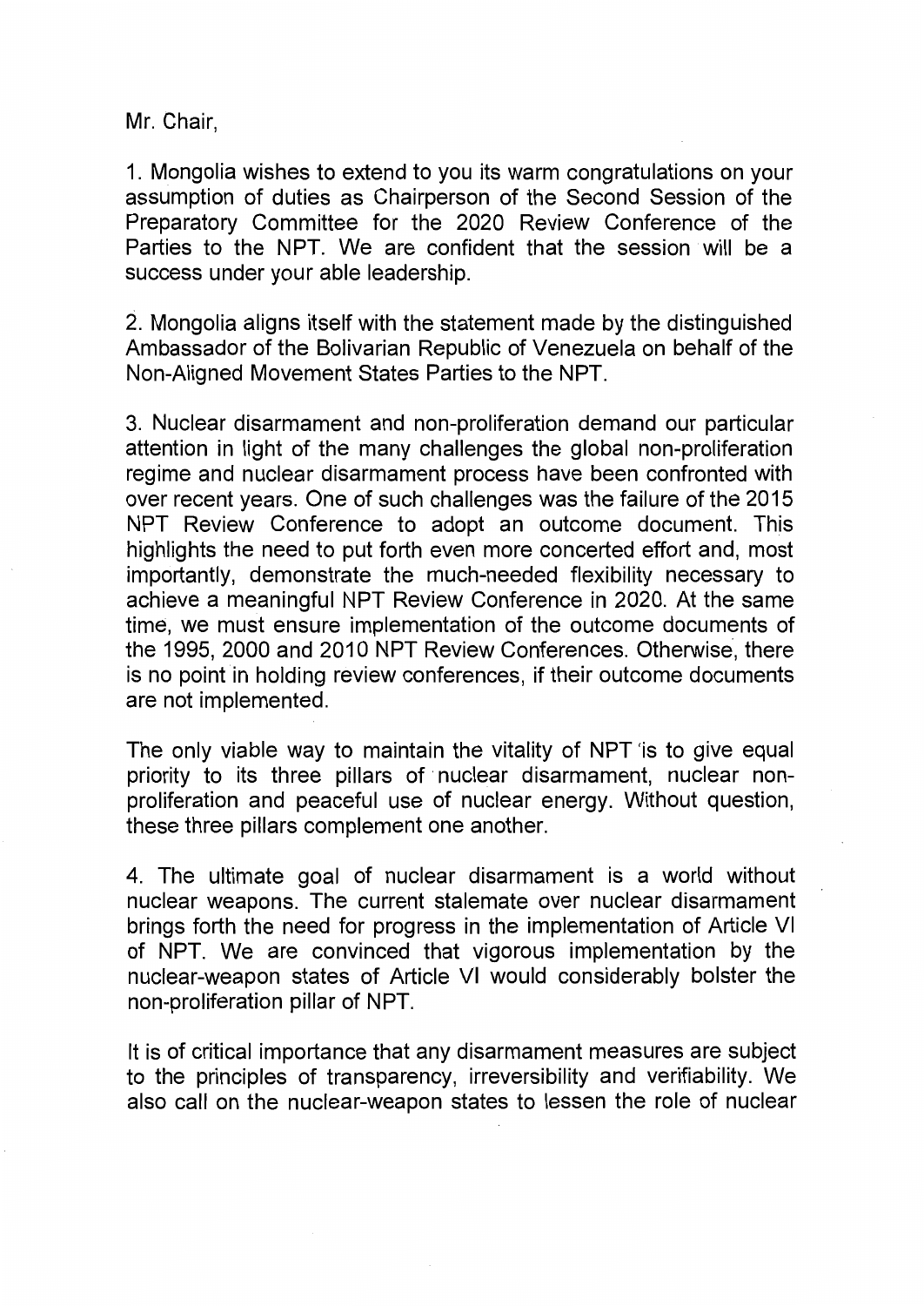Mr. Chair,

1. Mongolia wishes to extend to you its warm congratulations on your assumption of duties as Chairperson of the Second Session of the Preparatory Committee for the 2020 Review Conference of the Parties to the NPT. We are confident that the session will be a success under your able leadership.

2. Mongolia aligns itself with the statement made by the distinguished Ambassador of the Bolivarian Republic of Venezuela on behalf of the Non-Aligned Movement States Parties to the NPT.

3. Nuclear disarmament and non-proliferation demand our particular attention in light of the many challenges the global non-proliferation regime and nuclear disarmament process have been confronted with over recent years. One of such challenges was the failure of the 2015 NPT Review Conference to adopt an outcome document. This highlights the need to put forth even more concerted effort and, most importantly, demonstrate the much-needed flexibility necessary to achieve a meaningful NPT Review Conference in 2020. At the same time, we must ensure implementation of the outcome documents of the 1995, 2000 and 2010 NPT Review Conferences. Otherwise, there is no point in holding review conferences, if their outcome documents are not implemented.

The only viable way to maintain the vitality of NPT is to give equal priority to its three pillars of nuclear disarmament, nuclear non-proliferation and peaceful use of nuclear energy. Without question, these three pillars complement one another.

4. The ultimate goal of nuclear disarmament is a world without nuclear weapons. The current stalemate over nuclear disarmament brings forth the need for progress in the implementation of Article VI of NPT. We are convinced that vigorous implementation by the nuclear-weapon states of Article VI would considerably bolster the non-proliferation pillar of NPT.

It is of critical importance that any disarmament measures are subject to the principles of transparency, irreversibility and verifiability. We also call on the nuclear-weapon states to lessen the role of nuclear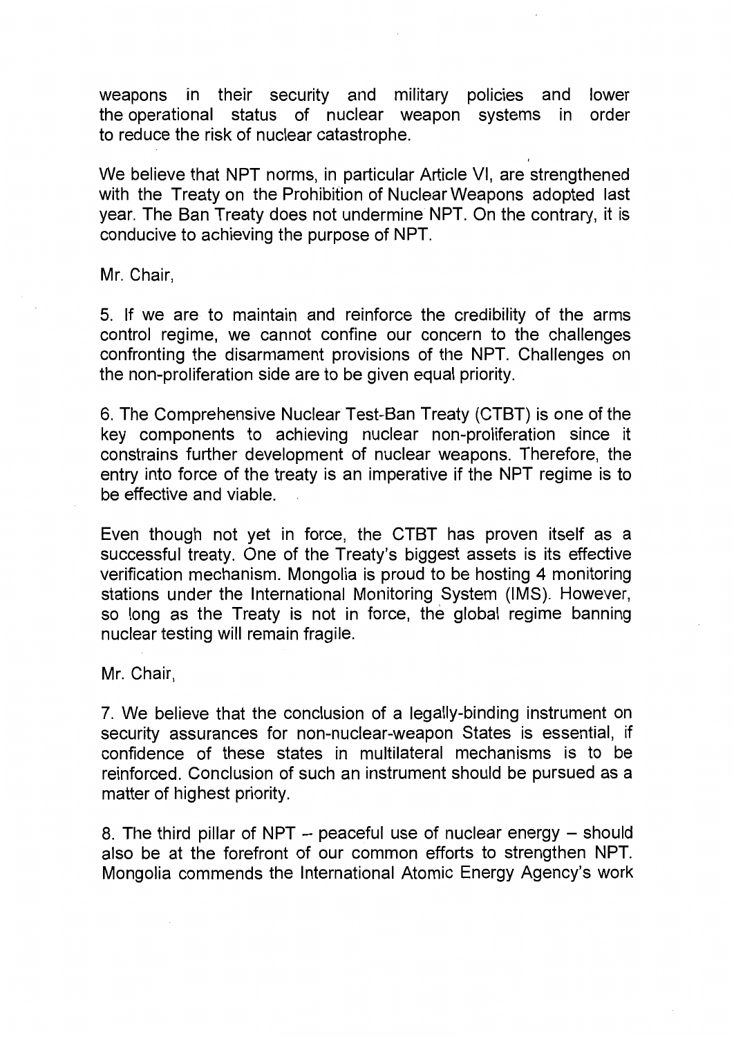weapons in their security and military policies and lower the operational status of nuclear weapon systems in order to reduce the risk of nuclear catastrophe.

We believe that NPT norms, in particular Article VI, are strengthened with the Treaty on the Prohibition of Nuclear Weapons adopted last year. The Ban Treaty does not undermine NPT. On the contrary, it is conducive to achieving the purpose of NPT.

Mr. Chair,

5. If we are to maintain and reinforce the credibility of the arms control regime, we cannot confine our concern to the challenges confronting the disarmament provisions of the NPT. Challenges on the non-proliferation side are to be given equal priority.

6. The Comprehensive Nuclear Test-Ban Treaty (CTBT) is one of the key components to achieving nuclear non-proliferation since it constrains further development of nuclear weapons. Therefore, the entry into force of the treaty is an imperative if the NPT regime is to be effective and viable.

Even though not yet in force, the CTBT has proven itself as a successful treaty. One of the Treaty's biggest assets is its effective verification mechanism. Mongolia is proud to be hosting 4 monitoring stations under the International Monitoring System (IMS). However, so long as the Treaty is not in force, the global regime banning nuclear testing will remain fragile.

Mr. Chair,

7. We believe that the conclusion of a legally-binding instrument on security assurances for non-nuclear-weapon States is essential, if confidence of these states in multilateral mechanisms is to be reinforced. Conclusion of such an instrument should be pursued as a matter of highest priority.

8. The third pillar of NPT – peaceful use of nuclear energy – should also be at the forefront of our common efforts to strengthen NPT. Mongolia commends the International Atomic Energy Agency's work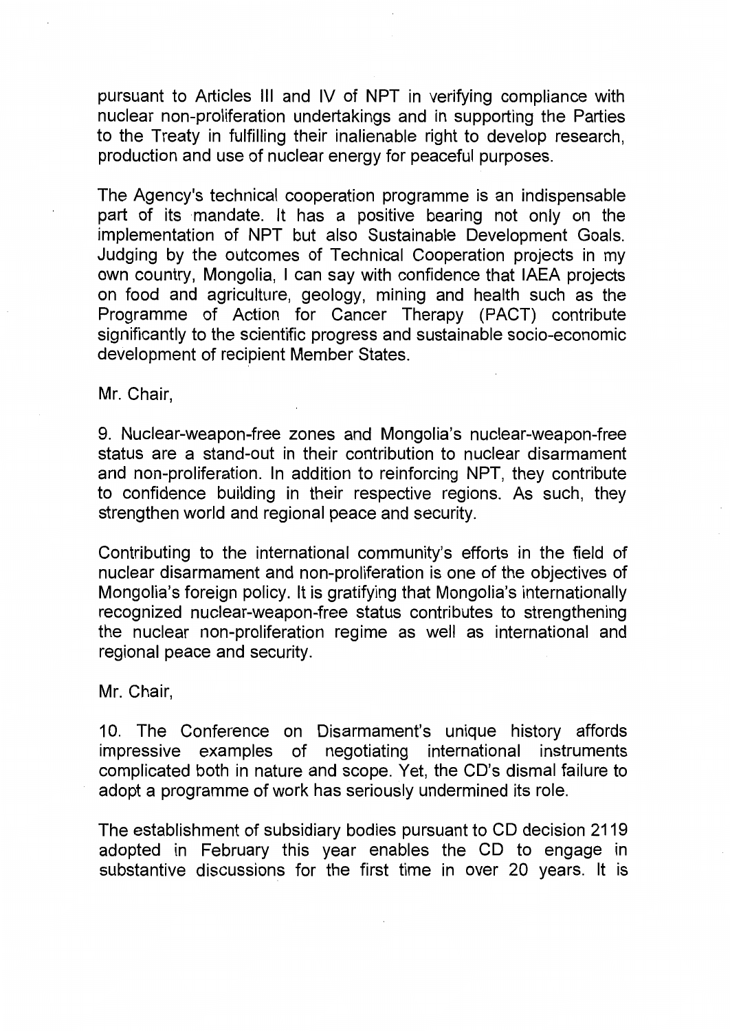pursuant to Articles III and IV of NPT in verifying compliance with nuclear non-proliferation undertakings and in supporting the Parties to the Treaty in fulfilling their inalienable right to develop research, production and use of nuclear energy for peaceful purposes.

The Agency's technical cooperation programme is an indispensable part of its mandate. It has a positive bearing not only on the implementation of NPT but also Sustainable Development Goals. Judging by the outcomes of Technical Cooperation projects in my own country, Mongolia, I can say with confidence that IAEA projects on food and agriculture, geology, mining and health such as the Programme of Action for Cancer Therapy (PACT) contribute significantly to the scientific progress and sustainable socio-economic development of recipient Member States.

Mr. Chair,

9. Nuclear-weapon-free zones and Mongolia's nuclear-weapon-free status are a stand-out in their contribution to nuclear disarmament and non-proliferation. In addition to reinforcing NPT, they contribute to confidence building in their respective regions. As such, they strengthen world and regional peace and security.

Contributing to the international community's efforts in the field of nuclear disarmament and non-proliferation is one of the objectives of Mongolia's foreign policy. It is gratifying that Mongolia's internationally recognized nuclear-weapon-free status contributes to strengthening the nuclear non-proliferation regime as well as international and regional peace and security.

Mr. Chair,

10. The Conference on Disarmament's unique history affords impressive examples of negotiating international instruments complicated both in nature and scope. Yet, the CD's dismal failure to adopt a programme of work has seriously undermined its role.

The establishment of subsidiary bodies pursuant to CD decision 2119 adopted in February this year enables the CD to engage in substantive discussions for the first time in over 20 years. It is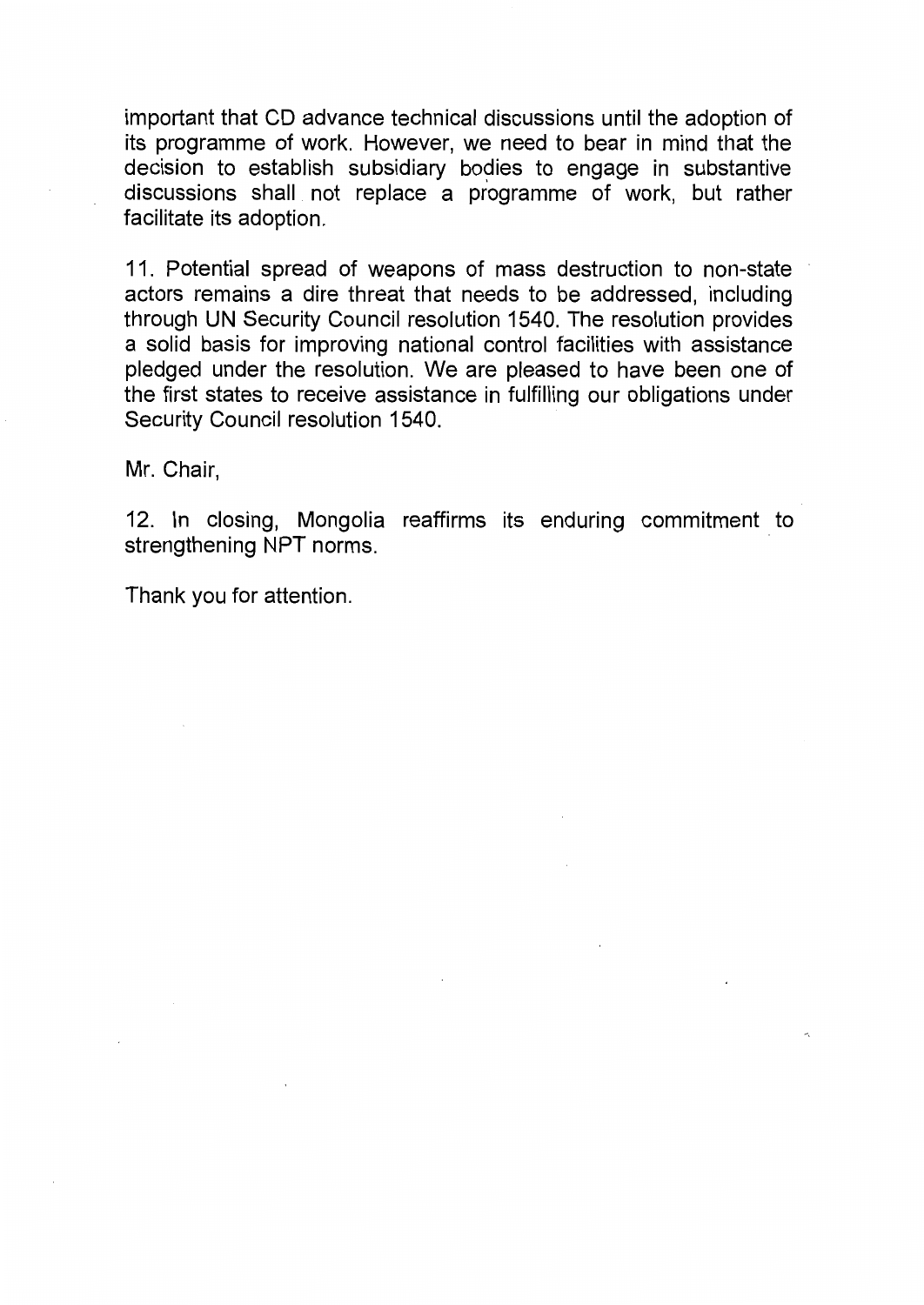important that CD advance technical discussions until the adoption of its programme of work. However, we need to bear in mind that the decision to establish subsidiary bodies to engage in substantive discussions shall not replace a programme of work, but rather facilitate its adoption.

11. Potential spread of weapons of mass destruction to non-state actors remains a dire threat that needs to be addressed, including through UN Security Council resolution 1540. The resolution provides a solid basis for improving national control facilities with assistance pledged under the resolution. We are pleased to have been one of the first states to receive assistance in fulfilling our obligations under Security Council resolution 1540.

Mr. Chair,

12. In closing, Mongolia reaffirms its enduring commitment to strengthening NPT norms.

Thank you for attention.